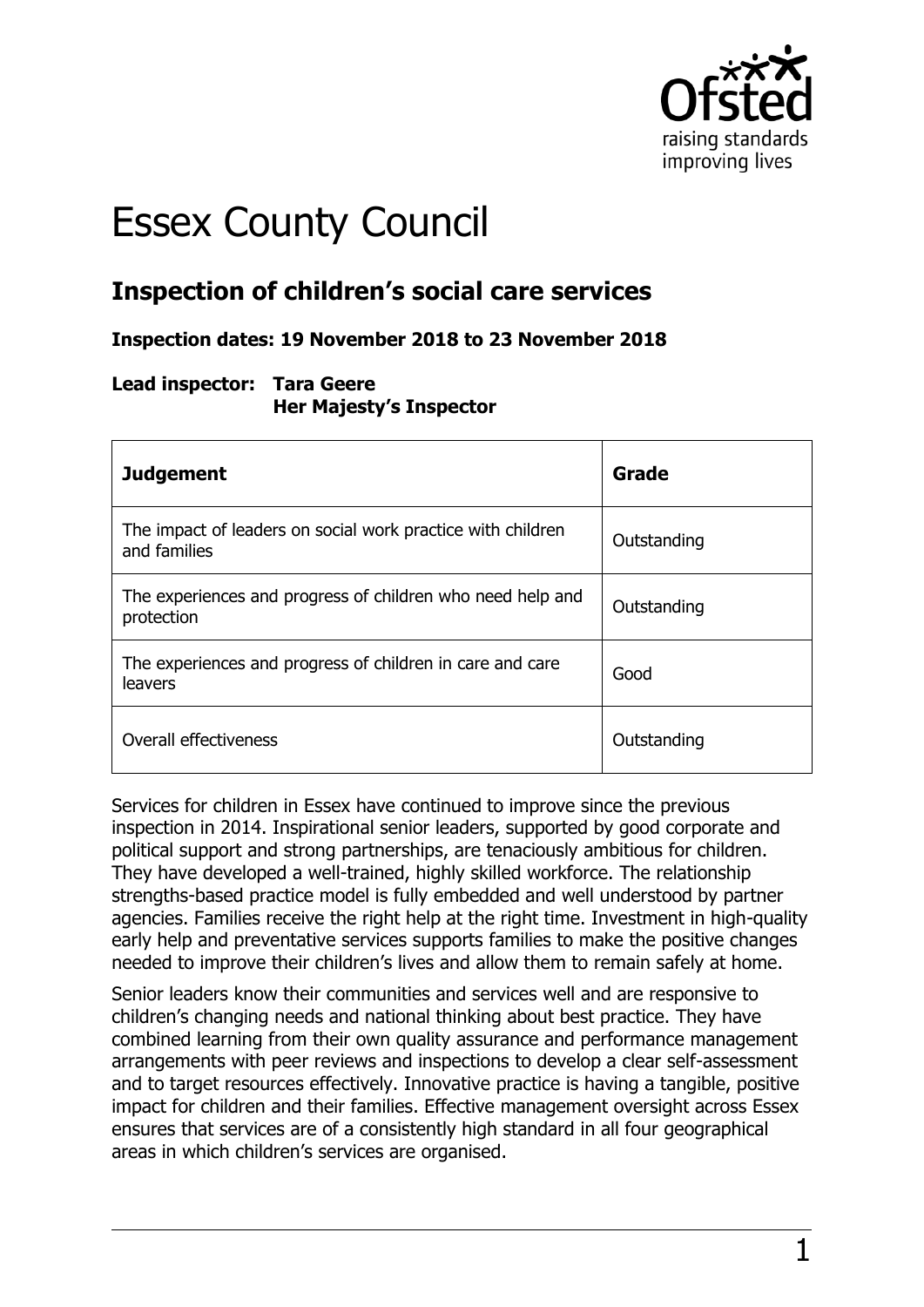# Essex County Council

## Inspection of children's social care services

**Inspection dates: 19 November 2018 to 23 November 2018**

**Lead inspector: Tara Geere**
**Her Majesty's Inspector**

| **Judgement** | **Grade** |
| --- | --- |
| The impact of leaders on social work practice with children and families | Outstanding |
| The experiences and progress of children who need help and protection | Outstanding |
| The experiences and progress of children in care and care leavers | Good |
| Overall effectiveness | Outstanding |

Services for children in Essex have continued to improve since the previous inspection in 2014. Inspirational senior leaders, supported by good corporate and political support and strong partnerships, are tenaciously ambitious for children. They have developed a well-trained, highly skilled workforce. The relationship strengths-based practice model is fully embedded and well understood by partner agencies. Families receive the right help at the right time. Investment in high-quality early help and preventative services supports families to make the positive changes needed to improve their children's lives and allow them to remain safely at home.

Senior leaders know their communities and services well and are responsive to children's changing needs and national thinking about best practice. They have combined learning from their own quality assurance and performance management arrangements with peer reviews and inspections to develop a clear self-assessment and to target resources effectively. Innovative practice is having a tangible, positive impact for children and their families. Effective management oversight across Essex ensures that services are of a consistently high standard in all four geographical areas in which children's services are organised.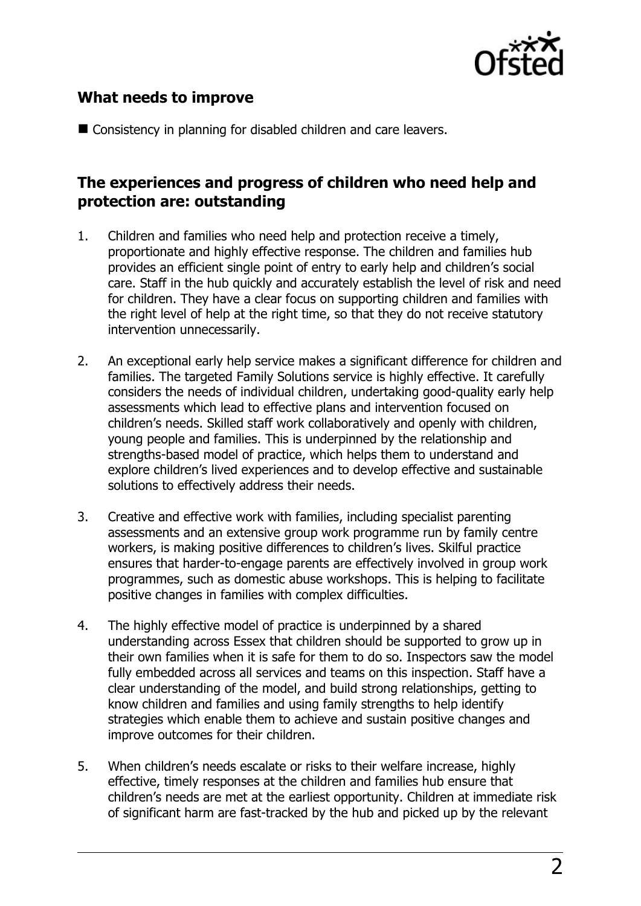## What needs to improve

- Consistency in planning for disabled children and care leavers.

## The experiences and progress of children who need help and protection are: outstanding

1. Children and families who need help and protection receive a timely, proportionate and highly effective response. The children and families hub provides an efficient single point of entry to early help and children's social care. Staff in the hub quickly and accurately establish the level of risk and need for children. They have a clear focus on supporting children and families with the right level of help at the right time, so that they do not receive statutory intervention unnecessarily.

2. An exceptional early help service makes a significant difference for children and families. The targeted Family Solutions service is highly effective. It carefully considers the needs of individual children, undertaking good-quality early help assessments which lead to effective plans and intervention focused on children's needs. Skilled staff work collaboratively and openly with children, young people and families. This is underpinned by the relationship and strengths-based model of practice, which helps them to understand and explore children's lived experiences and to develop effective and sustainable solutions to effectively address their needs.

3. Creative and effective work with families, including specialist parenting assessments and an extensive group work programme run by family centre workers, is making positive differences to children's lives. Skilful practice ensures that harder-to-engage parents are effectively involved in group work programmes, such as domestic abuse workshops. This is helping to facilitate positive changes in families with complex difficulties.

4. The highly effective model of practice is underpinned by a shared understanding across Essex that children should be supported to grow up in their own families when it is safe for them to do so. Inspectors saw the model fully embedded across all services and teams on this inspection. Staff have a clear understanding of the model, and build strong relationships, getting to know children and families and using family strengths to help identify strategies which enable them to achieve and sustain positive changes and improve outcomes for their children.

5. When children's needs escalate or risks to their welfare increase, highly effective, timely responses at the children and families hub ensure that children's needs are met at the earliest opportunity. Children at immediate risk of significant harm are fast-tracked by the hub and picked up by the relevant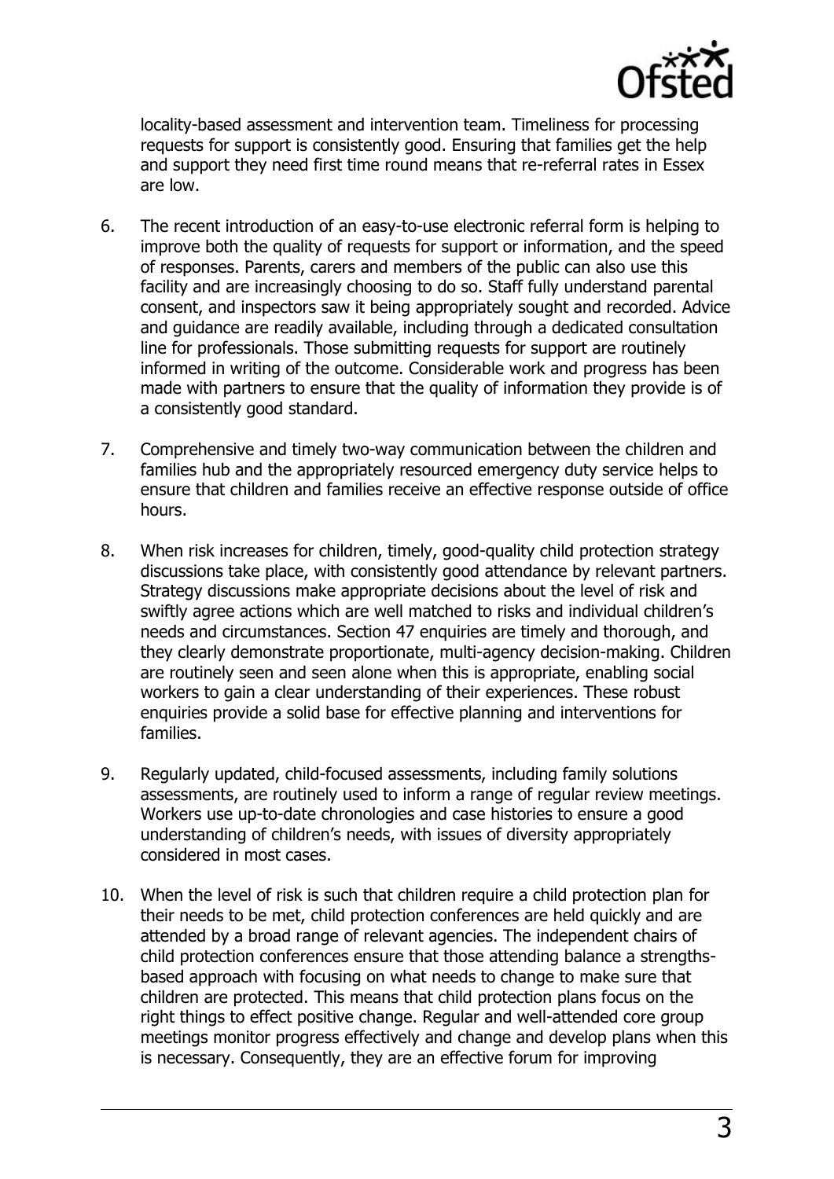locality-based assessment and intervention team. Timeliness for processing requests for support is consistently good. Ensuring that families get the help and support they need first time round means that re-referral rates in Essex are low.

6. The recent introduction of an easy-to-use electronic referral form is helping to improve both the quality of requests for support or information, and the speed of responses. Parents, carers and members of the public can also use this facility and are increasingly choosing to do so. Staff fully understand parental consent, and inspectors saw it being appropriately sought and recorded. Advice and guidance are readily available, including through a dedicated consultation line for professionals. Those submitting requests for support are routinely informed in writing of the outcome. Considerable work and progress has been made with partners to ensure that the quality of information they provide is of a consistently good standard.

7. Comprehensive and timely two-way communication between the children and families hub and the appropriately resourced emergency duty service helps to ensure that children and families receive an effective response outside of office hours.

8. When risk increases for children, timely, good-quality child protection strategy discussions take place, with consistently good attendance by relevant partners. Strategy discussions make appropriate decisions about the level of risk and swiftly agree actions which are well matched to risks and individual children's needs and circumstances. Section 47 enquiries are timely and thorough, and they clearly demonstrate proportionate, multi-agency decision-making. Children are routinely seen and seen alone when this is appropriate, enabling social workers to gain a clear understanding of their experiences. These robust enquiries provide a solid base for effective planning and interventions for families.

9. Regularly updated, child-focused assessments, including family solutions assessments, are routinely used to inform a range of regular review meetings. Workers use up-to-date chronologies and case histories to ensure a good understanding of children's needs, with issues of diversity appropriately considered in most cases.

10. When the level of risk is such that children require a child protection plan for their needs to be met, child protection conferences are held quickly and are attended by a broad range of relevant agencies. The independent chairs of child protection conferences ensure that those attending balance a strengths-based approach with focusing on what needs to change to make sure that children are protected. This means that child protection plans focus on the right things to effect positive change. Regular and well-attended core group meetings monitor progress effectively and change and develop plans when this is necessary. Consequently, they are an effective forum for improving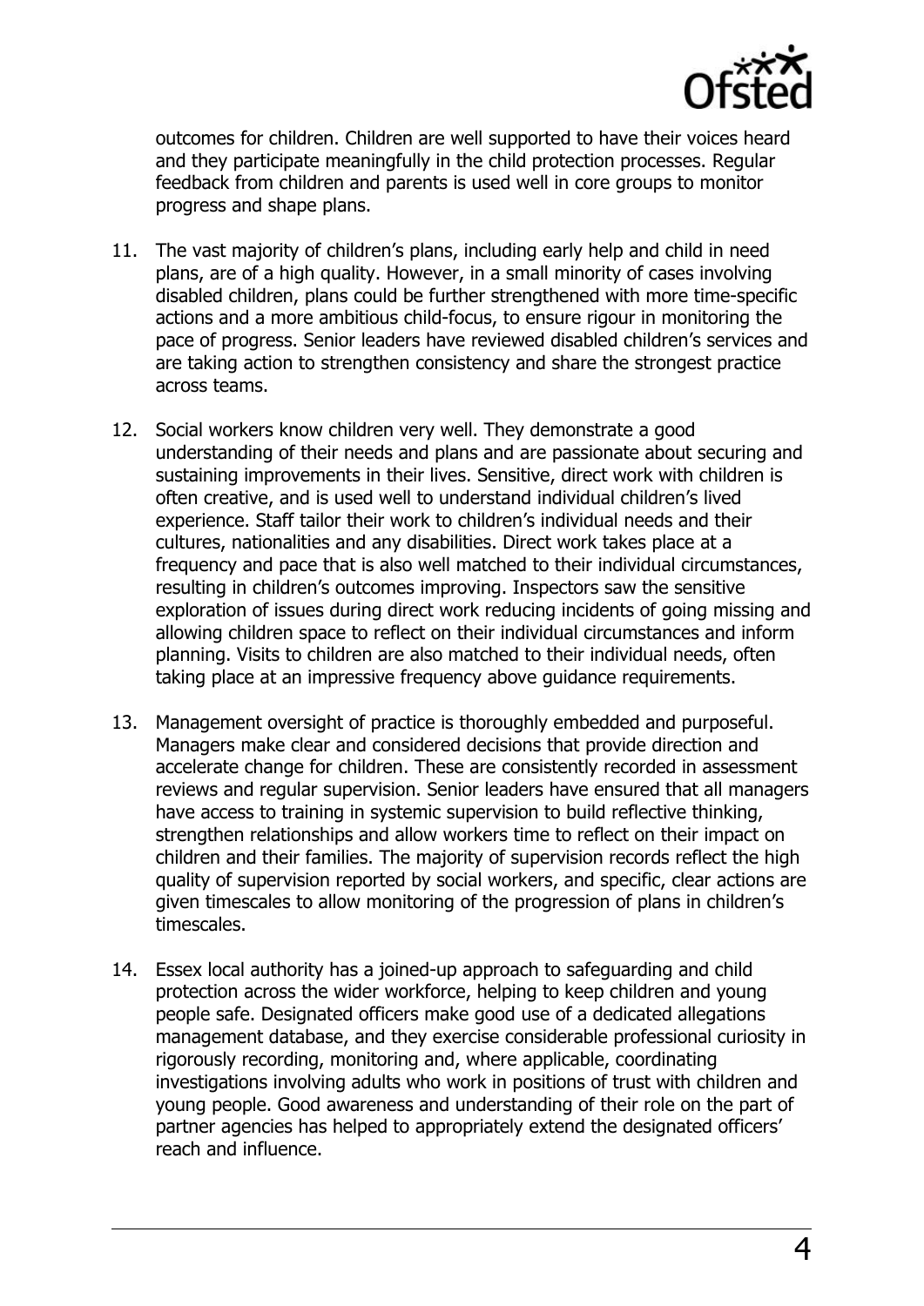outcomes for children. Children are well supported to have their voices heard and they participate meaningfully in the child protection processes. Regular feedback from children and parents is used well in core groups to monitor progress and shape plans.

11. The vast majority of children's plans, including early help and child in need plans, are of a high quality. However, in a small minority of cases involving disabled children, plans could be further strengthened with more time-specific actions and a more ambitious child-focus, to ensure rigour in monitoring the pace of progress. Senior leaders have reviewed disabled children's services and are taking action to strengthen consistency and share the strongest practice across teams.

12. Social workers know children very well. They demonstrate a good understanding of their needs and plans and are passionate about securing and sustaining improvements in their lives. Sensitive, direct work with children is often creative, and is used well to understand individual children's lived experience. Staff tailor their work to children's individual needs and their cultures, nationalities and any disabilities. Direct work takes place at a frequency and pace that is also well matched to their individual circumstances, resulting in children's outcomes improving. Inspectors saw the sensitive exploration of issues during direct work reducing incidents of going missing and allowing children space to reflect on their individual circumstances and inform planning. Visits to children are also matched to their individual needs, often taking place at an impressive frequency above guidance requirements.

13. Management oversight of practice is thoroughly embedded and purposeful. Managers make clear and considered decisions that provide direction and accelerate change for children. These are consistently recorded in assessment reviews and regular supervision. Senior leaders have ensured that all managers have access to training in systemic supervision to build reflective thinking, strengthen relationships and allow workers time to reflect on their impact on children and their families. The majority of supervision records reflect the high quality of supervision reported by social workers, and specific, clear actions are given timescales to allow monitoring of the progression of plans in children's timescales.

14. Essex local authority has a joined-up approach to safeguarding and child protection across the wider workforce, helping to keep children and young people safe. Designated officers make good use of a dedicated allegations management database, and they exercise considerable professional curiosity in rigorously recording, monitoring and, where applicable, coordinating investigations involving adults who work in positions of trust with children and young people. Good awareness and understanding of their role on the part of partner agencies has helped to appropriately extend the designated officers' reach and influence.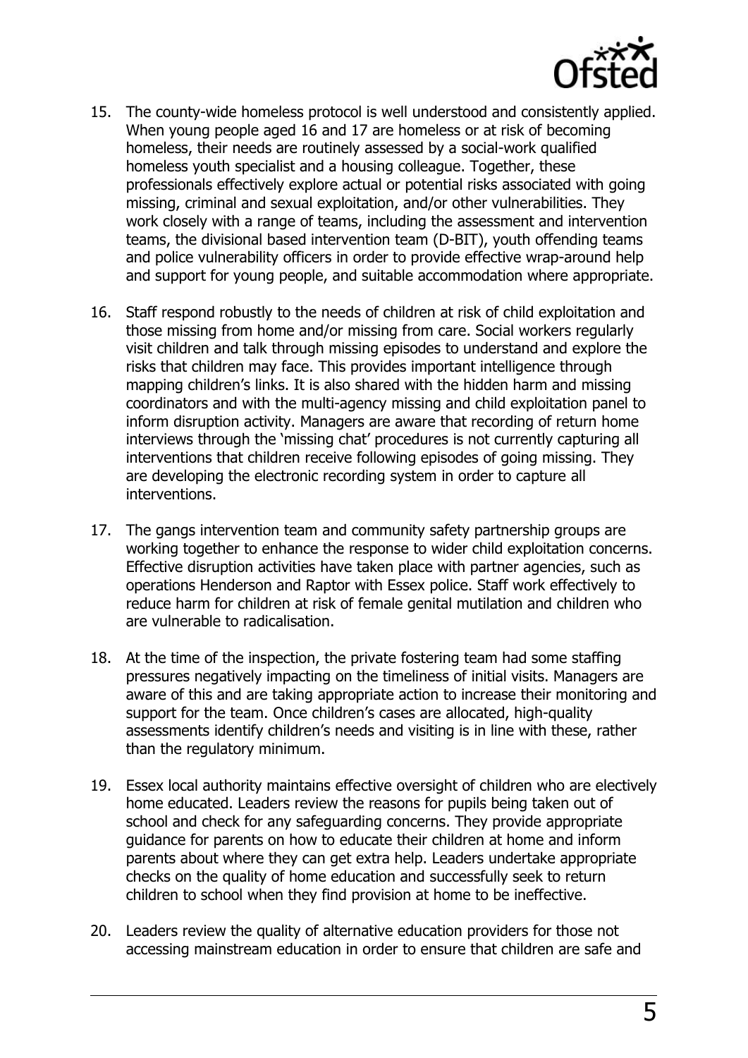15. The county-wide homeless protocol is well understood and consistently applied. When young people aged 16 and 17 are homeless or at risk of becoming homeless, their needs are routinely assessed by a social-work qualified homeless youth specialist and a housing colleague. Together, these professionals effectively explore actual or potential risks associated with going missing, criminal and sexual exploitation, and/or other vulnerabilities. They work closely with a range of teams, including the assessment and intervention teams, the divisional based intervention team (D-BIT), youth offending teams and police vulnerability officers in order to provide effective wrap-around help and support for young people, and suitable accommodation where appropriate.

16. Staff respond robustly to the needs of children at risk of child exploitation and those missing from home and/or missing from care. Social workers regularly visit children and talk through missing episodes to understand and explore the risks that children may face. This provides important intelligence through mapping children's links. It is also shared with the hidden harm and missing coordinators and with the multi-agency missing and child exploitation panel to inform disruption activity. Managers are aware that recording of return home interviews through the 'missing chat' procedures is not currently capturing all interventions that children receive following episodes of going missing. They are developing the electronic recording system in order to capture all interventions.

17. The gangs intervention team and community safety partnership groups are working together to enhance the response to wider child exploitation concerns. Effective disruption activities have taken place with partner agencies, such as operations Henderson and Raptor with Essex police. Staff work effectively to reduce harm for children at risk of female genital mutilation and children who are vulnerable to radicalisation.

18. At the time of the inspection, the private fostering team had some staffing pressures negatively impacting on the timeliness of initial visits. Managers are aware of this and are taking appropriate action to increase their monitoring and support for the team. Once children's cases are allocated, high-quality assessments identify children's needs and visiting is in line with these, rather than the regulatory minimum.

19. Essex local authority maintains effective oversight of children who are electively home educated. Leaders review the reasons for pupils being taken out of school and check for any safeguarding concerns. They provide appropriate guidance for parents on how to educate their children at home and inform parents about where they can get extra help. Leaders undertake appropriate checks on the quality of home education and successfully seek to return children to school when they find provision at home to be ineffective.

20. Leaders review the quality of alternative education providers for those not accessing mainstream education in order to ensure that children are safe and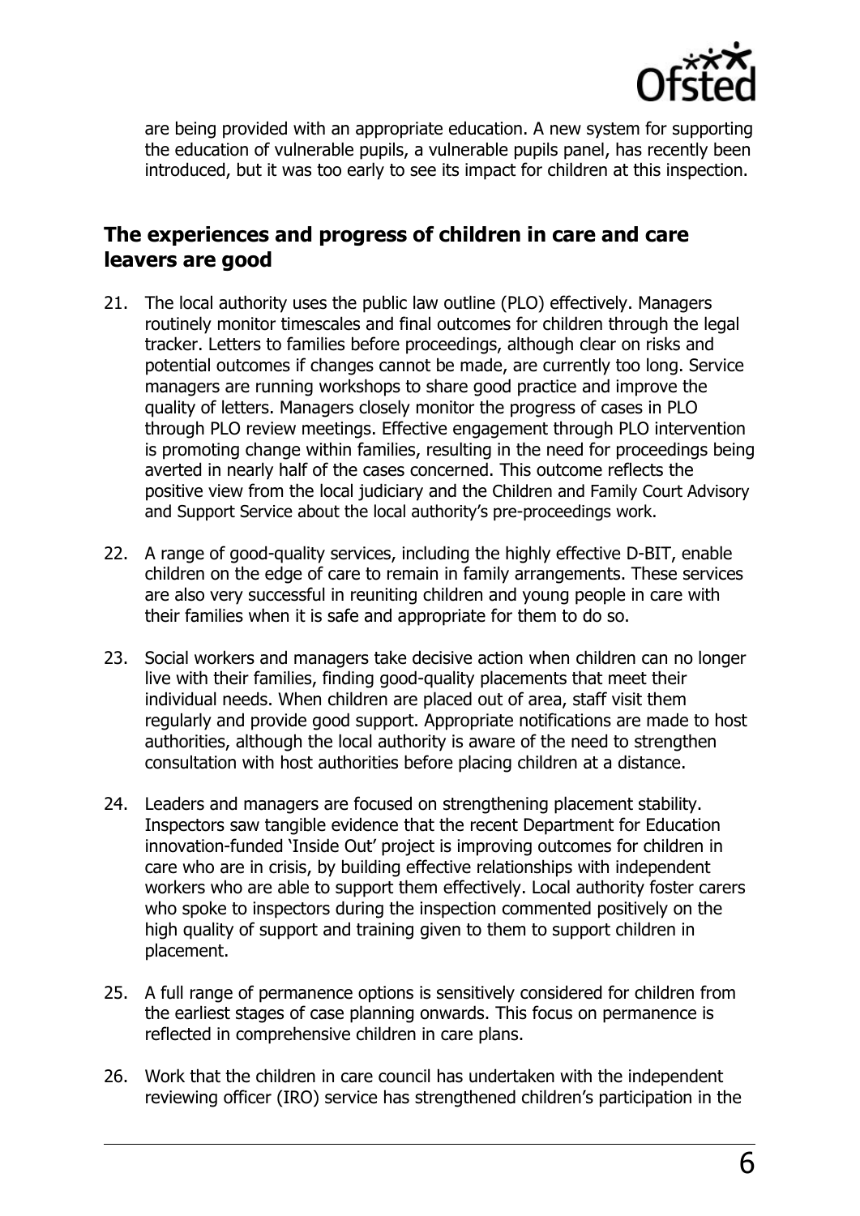are being provided with an appropriate education. A new system for supporting the education of vulnerable pupils, a vulnerable pupils panel, has recently been introduced, but it was too early to see its impact for children at this inspection.

## The experiences and progress of children in care and care leavers are good

21. The local authority uses the public law outline (PLO) effectively. Managers routinely monitor timescales and final outcomes for children through the legal tracker. Letters to families before proceedings, although clear on risks and potential outcomes if changes cannot be made, are currently too long. Service managers are running workshops to share good practice and improve the quality of letters. Managers closely monitor the progress of cases in PLO through PLO review meetings. Effective engagement through PLO intervention is promoting change within families, resulting in the need for proceedings being averted in nearly half of the cases concerned. This outcome reflects the positive view from the local judiciary and the Children and Family Court Advisory and Support Service about the local authority's pre-proceedings work.

22. A range of good-quality services, including the highly effective D-BIT, enable children on the edge of care to remain in family arrangements. These services are also very successful in reuniting children and young people in care with their families when it is safe and appropriate for them to do so.

23. Social workers and managers take decisive action when children can no longer live with their families, finding good-quality placements that meet their individual needs. When children are placed out of area, staff visit them regularly and provide good support. Appropriate notifications are made to host authorities, although the local authority is aware of the need to strengthen consultation with host authorities before placing children at a distance.

24. Leaders and managers are focused on strengthening placement stability. Inspectors saw tangible evidence that the recent Department for Education innovation-funded 'Inside Out' project is improving outcomes for children in care who are in crisis, by building effective relationships with independent workers who are able to support them effectively. Local authority foster carers who spoke to inspectors during the inspection commented positively on the high quality of support and training given to them to support children in placement.

25. A full range of permanence options is sensitively considered for children from the earliest stages of case planning onwards. This focus on permanence is reflected in comprehensive children in care plans.

26. Work that the children in care council has undertaken with the independent reviewing officer (IRO) service has strengthened children's participation in the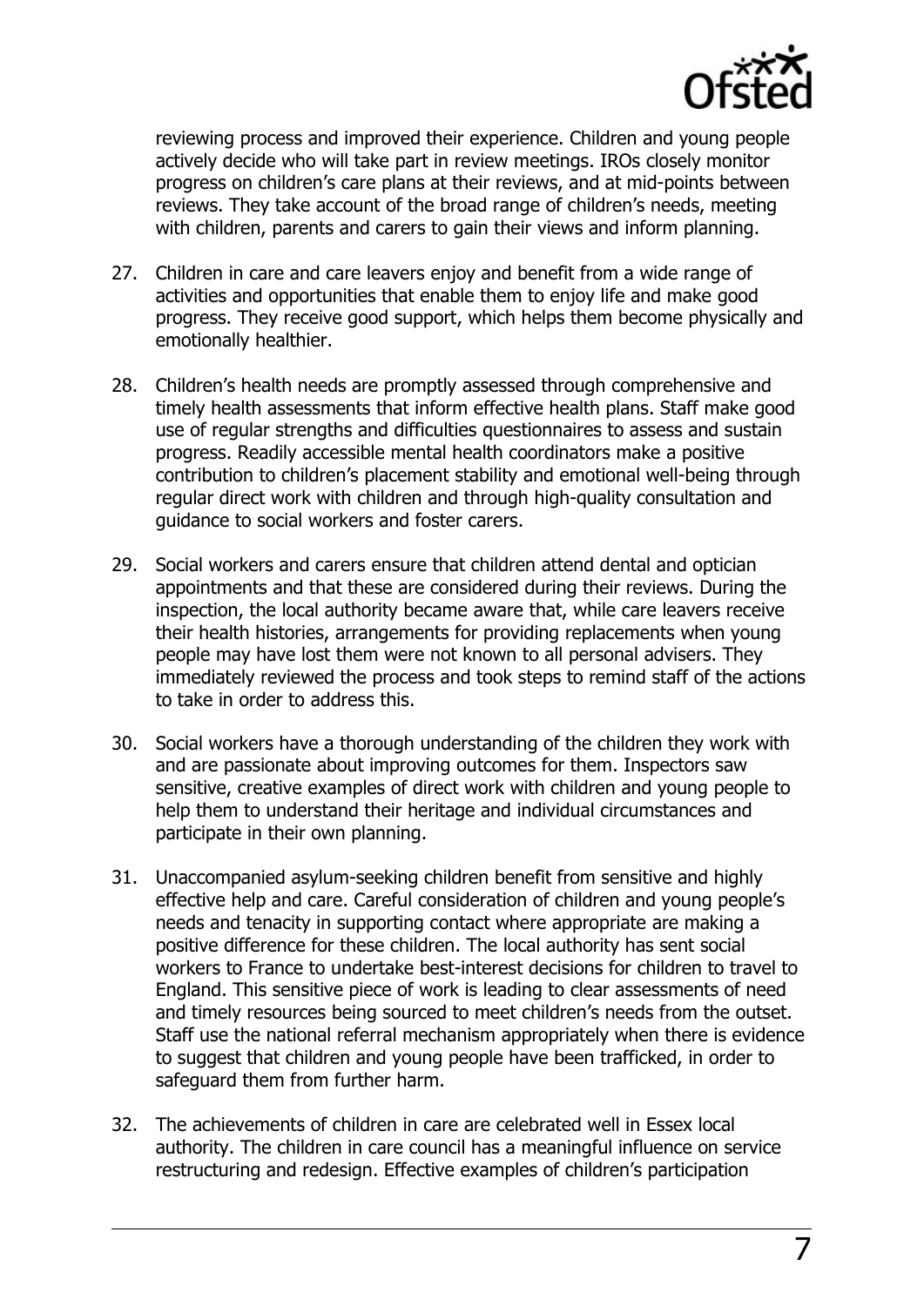reviewing process and improved their experience. Children and young people actively decide who will take part in review meetings. IROs closely monitor progress on children's care plans at their reviews, and at mid-points between reviews. They take account of the broad range of children's needs, meeting with children, parents and carers to gain their views and inform planning.

27. Children in care and care leavers enjoy and benefit from a wide range of activities and opportunities that enable them to enjoy life and make good progress. They receive good support, which helps them become physically and emotionally healthier.

28. Children's health needs are promptly assessed through comprehensive and timely health assessments that inform effective health plans. Staff make good use of regular strengths and difficulties questionnaires to assess and sustain progress. Readily accessible mental health coordinators make a positive contribution to children's placement stability and emotional well-being through regular direct work with children and through high-quality consultation and guidance to social workers and foster carers.

29. Social workers and carers ensure that children attend dental and optician appointments and that these are considered during their reviews. During the inspection, the local authority became aware that, while care leavers receive their health histories, arrangements for providing replacements when young people may have lost them were not known to all personal advisers. They immediately reviewed the process and took steps to remind staff of the actions to take in order to address this.

30. Social workers have a thorough understanding of the children they work with and are passionate about improving outcomes for them. Inspectors saw sensitive, creative examples of direct work with children and young people to help them to understand their heritage and individual circumstances and participate in their own planning.

31. Unaccompanied asylum-seeking children benefit from sensitive and highly effective help and care. Careful consideration of children and young people's needs and tenacity in supporting contact where appropriate are making a positive difference for these children. The local authority has sent social workers to France to undertake best-interest decisions for children to travel to England. This sensitive piece of work is leading to clear assessments of need and timely resources being sourced to meet children's needs from the outset. Staff use the national referral mechanism appropriately when there is evidence to suggest that children and young people have been trafficked, in order to safeguard them from further harm.

32. The achievements of children in care are celebrated well in Essex local authority. The children in care council has a meaningful influence on service restructuring and redesign. Effective examples of children's participation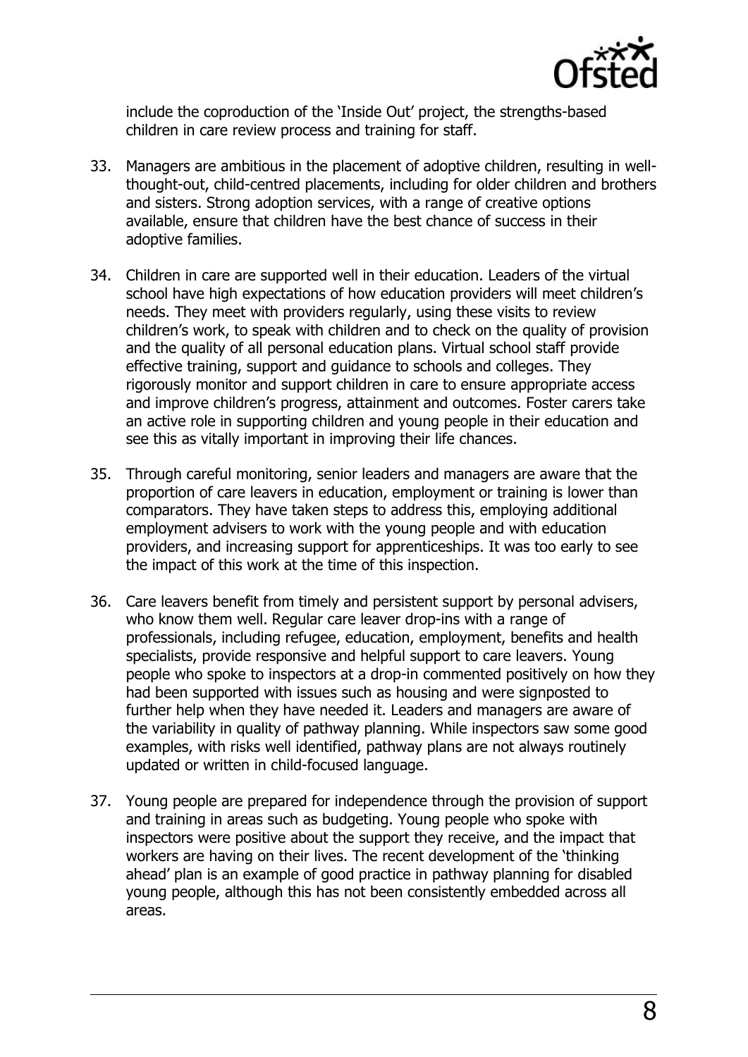include the coproduction of the 'Inside Out' project, the strengths-based children in care review process and training for staff.

33. Managers are ambitious in the placement of adoptive children, resulting in well-thought-out, child-centred placements, including for older children and brothers and sisters. Strong adoption services, with a range of creative options available, ensure that children have the best chance of success in their adoptive families.

34. Children in care are supported well in their education. Leaders of the virtual school have high expectations of how education providers will meet children's needs. They meet with providers regularly, using these visits to review children's work, to speak with children and to check on the quality of provision and the quality of all personal education plans. Virtual school staff provide effective training, support and guidance to schools and colleges. They rigorously monitor and support children in care to ensure appropriate access and improve children's progress, attainment and outcomes. Foster carers take an active role in supporting children and young people in their education and see this as vitally important in improving their life chances.

35. Through careful monitoring, senior leaders and managers are aware that the proportion of care leavers in education, employment or training is lower than comparators. They have taken steps to address this, employing additional employment advisers to work with the young people and with education providers, and increasing support for apprenticeships. It was too early to see the impact of this work at the time of this inspection.

36. Care leavers benefit from timely and persistent support by personal advisers, who know them well. Regular care leaver drop-ins with a range of professionals, including refugee, education, employment, benefits and health specialists, provide responsive and helpful support to care leavers. Young people who spoke to inspectors at a drop-in commented positively on how they had been supported with issues such as housing and were signposted to further help when they have needed it. Leaders and managers are aware of the variability in quality of pathway planning. While inspectors saw some good examples, with risks well identified, pathway plans are not always routinely updated or written in child-focused language.

37. Young people are prepared for independence through the provision of support and training in areas such as budgeting. Young people who spoke with inspectors were positive about the support they receive, and the impact that workers are having on their lives. The recent development of the 'thinking ahead' plan is an example of good practice in pathway planning for disabled young people, although this has not been consistently embedded across all areas.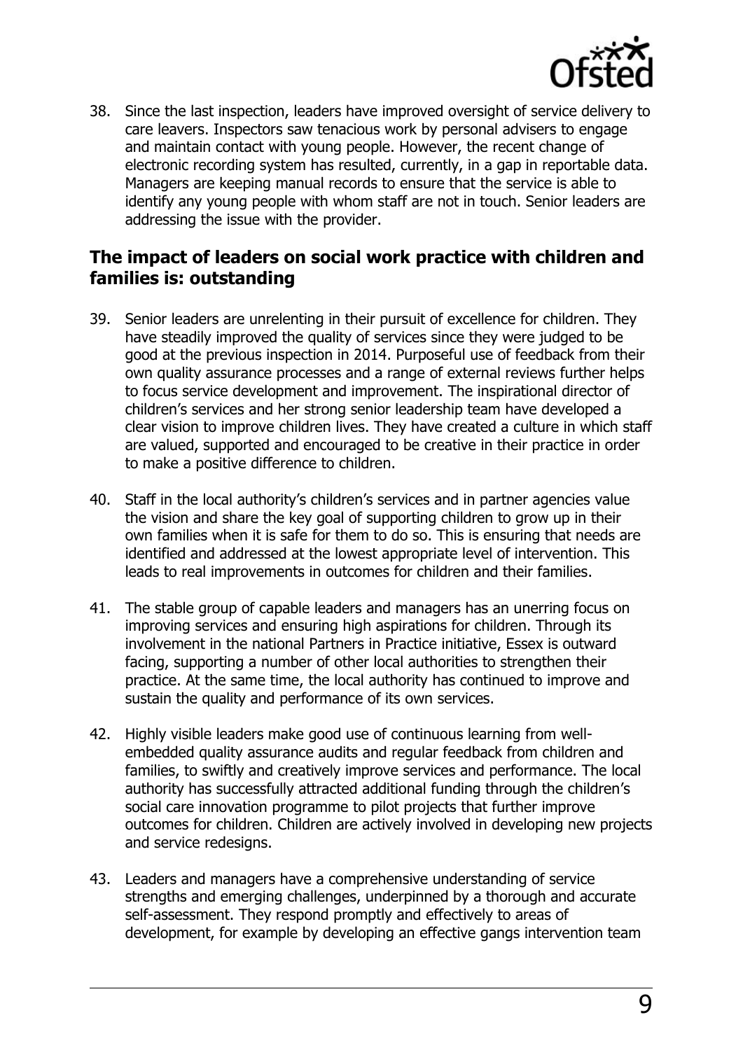38. Since the last inspection, leaders have improved oversight of service delivery to care leavers. Inspectors saw tenacious work by personal advisers to engage and maintain contact with young people. However, the recent change of electronic recording system has resulted, currently, in a gap in reportable data. Managers are keeping manual records to ensure that the service is able to identify any young people with whom staff are not in touch. Senior leaders are addressing the issue with the provider.

## The impact of leaders on social work practice with children and families is: outstanding

39. Senior leaders are unrelenting in their pursuit of excellence for children. They have steadily improved the quality of services since they were judged to be good at the previous inspection in 2014. Purposeful use of feedback from their own quality assurance processes and a range of external reviews further helps to focus service development and improvement. The inspirational director of children's services and her strong senior leadership team have developed a clear vision to improve children lives. They have created a culture in which staff are valued, supported and encouraged to be creative in their practice in order to make a positive difference to children.

40. Staff in the local authority's children's services and in partner agencies value the vision and share the key goal of supporting children to grow up in their own families when it is safe for them to do so. This is ensuring that needs are identified and addressed at the lowest appropriate level of intervention. This leads to real improvements in outcomes for children and their families.

41. The stable group of capable leaders and managers has an unerring focus on improving services and ensuring high aspirations for children. Through its involvement in the national Partners in Practice initiative, Essex is outward facing, supporting a number of other local authorities to strengthen their practice. At the same time, the local authority has continued to improve and sustain the quality and performance of its own services.

42. Highly visible leaders make good use of continuous learning from well-embedded quality assurance audits and regular feedback from children and families, to swiftly and creatively improve services and performance. The local authority has successfully attracted additional funding through the children's social care innovation programme to pilot projects that further improve outcomes for children. Children are actively involved in developing new projects and service redesigns.

43. Leaders and managers have a comprehensive understanding of service strengths and emerging challenges, underpinned by a thorough and accurate self-assessment. They respond promptly and effectively to areas of development, for example by developing an effective gangs intervention team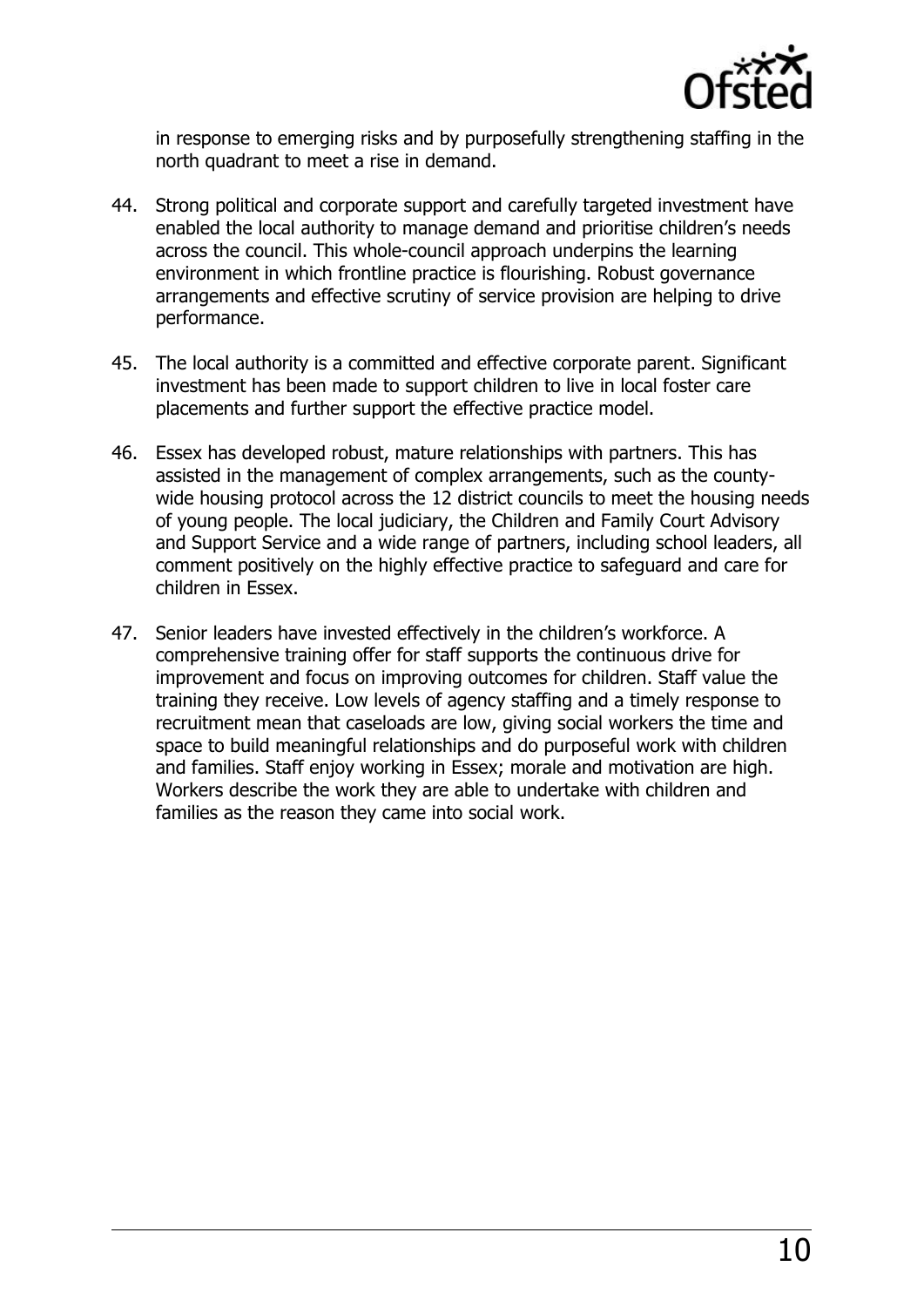in response to emerging risks and by purposefully strengthening staffing in the north quadrant to meet a rise in demand.

44. Strong political and corporate support and carefully targeted investment have enabled the local authority to manage demand and prioritise children's needs across the council. This whole-council approach underpins the learning environment in which frontline practice is flourishing. Robust governance arrangements and effective scrutiny of service provision are helping to drive performance.

45. The local authority is a committed and effective corporate parent. Significant investment has been made to support children to live in local foster care placements and further support the effective practice model.

46. Essex has developed robust, mature relationships with partners. This has assisted in the management of complex arrangements, such as the county-wide housing protocol across the 12 district councils to meet the housing needs of young people. The local judiciary, the Children and Family Court Advisory and Support Service and a wide range of partners, including school leaders, all comment positively on the highly effective practice to safeguard and care for children in Essex.

47. Senior leaders have invested effectively in the children's workforce. A comprehensive training offer for staff supports the continuous drive for improvement and focus on improving outcomes for children. Staff value the training they receive. Low levels of agency staffing and a timely response to recruitment mean that caseloads are low, giving social workers the time and space to build meaningful relationships and do purposeful work with children and families. Staff enjoy working in Essex; morale and motivation are high. Workers describe the work they are able to undertake with children and families as the reason they came into social work.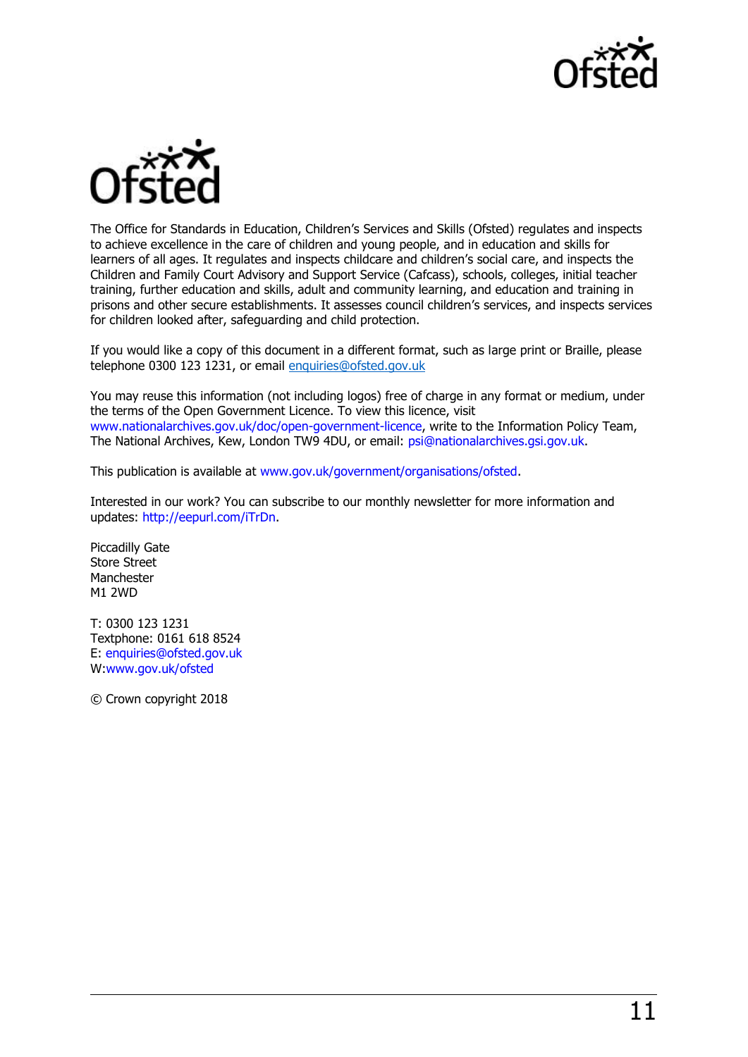The Office for Standards in Education, Children's Services and Skills (Ofsted) regulates and inspects to achieve excellence in the care of children and young people, and in education and skills for learners of all ages. It regulates and inspects childcare and children's social care, and inspects the Children and Family Court Advisory and Support Service (Cafcass), schools, colleges, initial teacher training, further education and skills, adult and community learning, and education and training in prisons and other secure establishments. It assesses council children's services, and inspects services for children looked after, safeguarding and child protection.

If you would like a copy of this document in a different format, such as large print or Braille, please telephone 0300 123 1231, or email enquiries@ofsted.gov.uk

You may reuse this information (not including logos) free of charge in any format or medium, under the terms of the Open Government Licence. To view this licence, visit www.nationalarchives.gov.uk/doc/open-government-licence, write to the Information Policy Team, The National Archives, Kew, London TW9 4DU, or email: psi@nationalarchives.gsi.gov.uk.

This publication is available at www.gov.uk/government/organisations/ofsted.

Interested in our work? You can subscribe to our monthly newsletter for more information and updates: http://eepurl.com/iTrDn.

Piccadilly Gate
Store Street
Manchester
M1 2WD

T: 0300 123 1231
Textphone: 0161 618 8524
E: enquiries@ofsted.gov.uk
W:www.gov.uk/ofsted

© Crown copyright 2018